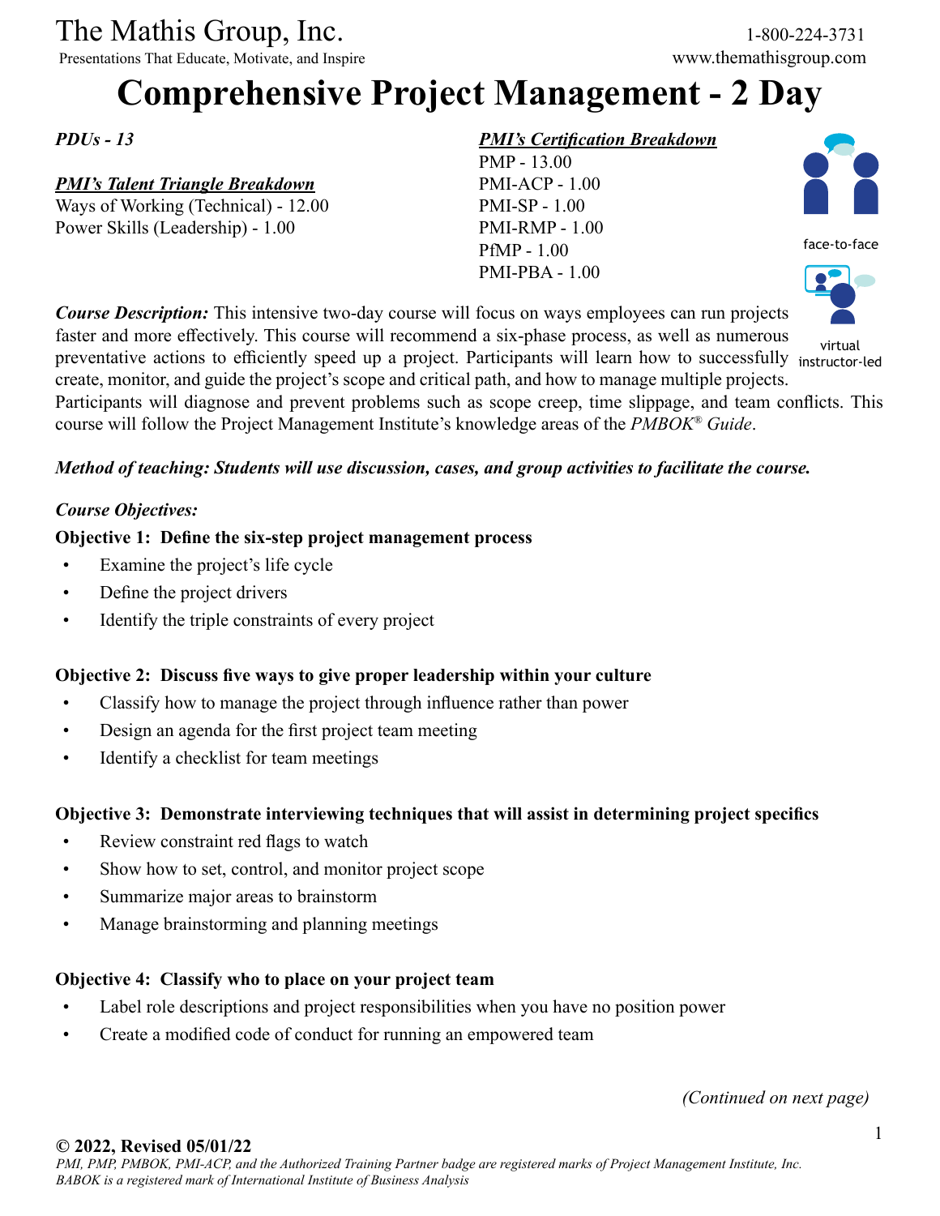The Mathis Group, Inc.
Presentations That Educate, Motivate, and Inspire

1-800-224-3731
www.themathisgroup.com

# Comprehensive Project Management - 2 Day

*PDUs - 13*

***PMI's Talent Triangle Breakdown***
Ways of Working (Technical) - 12.00
Power Skills (Leadership) - 1.00

***PMI's Certification Breakdown***
PMP - 13.00
PMI-ACP - 1.00
PMI-SP - 1.00
PMI-RMP - 1.00
PfMP - 1.00
PMI-PBA - 1.00

face-to-face

virtual instructor-led

***Course Description:*** This intensive two-day course will focus on ways employees can run projects faster and more effectively. This course will recommend a six-phase process, as well as numerous preventative actions to efficiently speed up a project. Participants will learn how to successfully create, monitor, and guide the project's scope and critical path, and how to manage multiple projects. Participants will diagnose and prevent problems such as scope creep, time slippage, and team conflicts. This course will follow the Project Management Institute's knowledge areas of the *PMBOK® Guide*.

***Method of teaching: Students will use discussion, cases, and group activities to facilitate the course.***

***Course Objectives:***

**Objective 1: Define the six-step project management process**

- Examine the project's life cycle
- Define the project drivers
- Identify the triple constraints of every project

**Objective 2: Discuss five ways to give proper leadership within your culture**

- Classify how to manage the project through influence rather than power
- Design an agenda for the first project team meeting
- Identify a checklist for team meetings

**Objective 3: Demonstrate interviewing techniques that will assist in determining project specifics**

- Review constraint red flags to watch
- Show how to set, control, and monitor project scope
- Summarize major areas to brainstorm
- Manage brainstorming and planning meetings

**Objective 4: Classify who to place on your project team**

- Label role descriptions and project responsibilities when you have no position power
- Create a modified code of conduct for running an empowered team

*(Continued on next page)*

**© 2022, Revised 05/01/22**
*PMI, PMP, PMBOK, PMI-ACP, and the Authorized Training Partner badge are registered marks of Project Management Institute, Inc. BABOK is a registered mark of International Institute of Business Analysis*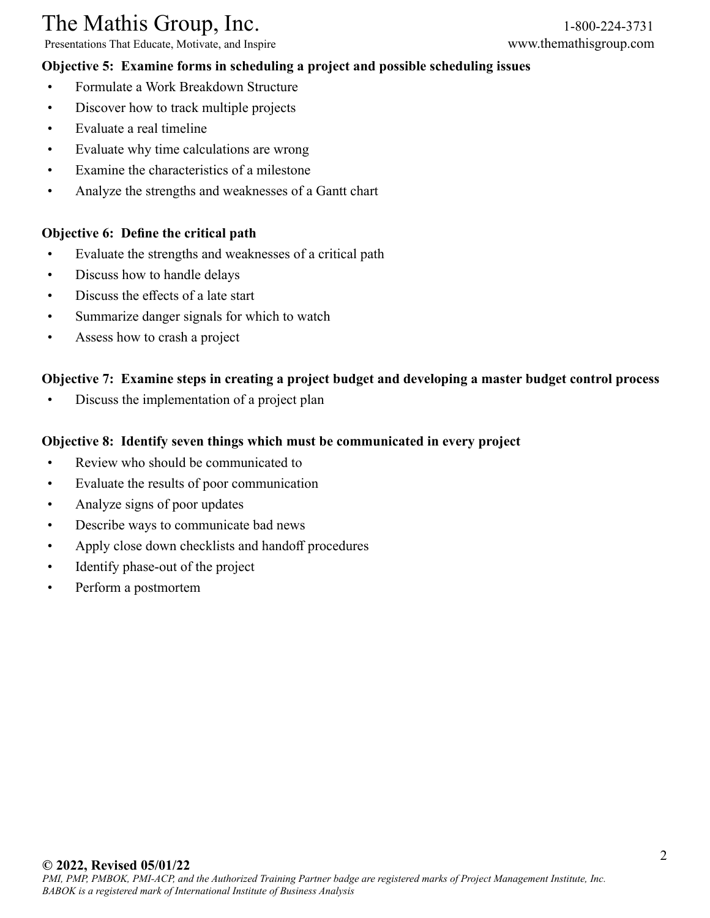**Objective 5: Examine forms in scheduling a project and possible scheduling issues**

- Formulate a Work Breakdown Structure
- Discover how to track multiple projects
- Evaluate a real timeline
- Evaluate why time calculations are wrong
- Examine the characteristics of a milestone
- Analyze the strengths and weaknesses of a Gantt chart

**Objective 6: Define the critical path**

- Evaluate the strengths and weaknesses of a critical path
- Discuss how to handle delays
- Discuss the effects of a late start
- Summarize danger signals for which to watch
- Assess how to crash a project

**Objective 7: Examine steps in creating a project budget and developing a master budget control process**

- Discuss the implementation of a project plan

**Objective 8: Identify seven things which must be communicated in every project**

- Review who should be communicated to
- Evaluate the results of poor communication
- Analyze signs of poor updates
- Describe ways to communicate bad news
- Apply close down checklists and handoff procedures
- Identify phase-out of the project
- Perform a postmortem